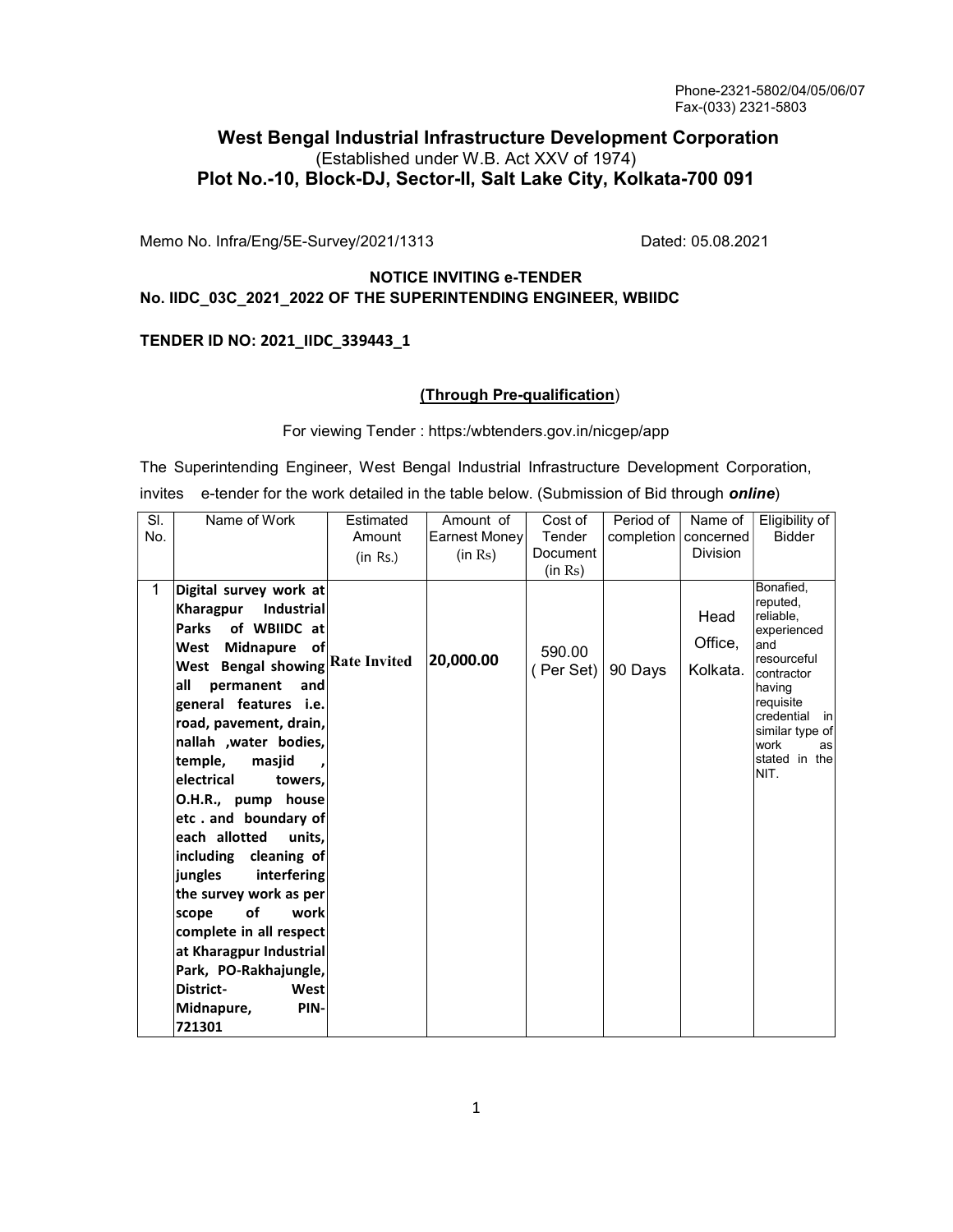Phone-2321-5802/04/05/06/07
Fax-(033) 2321-5803

# West Bengal Industrial Infrastructure Development Corporation

(Established under W.B. Act XXV of 1974)

**Plot No.-10, Block-DJ, Sector-II, Salt Lake City, Kolkata-700 091**

Memo No. Infra/Eng/5E-Survey/2021/1313 Dated: 05.08.2021

**NOTICE INVITING e-TENDER**
**No. IIDC_03C_2021_2022 OF THE SUPERINTENDING ENGINEER, WBIIDC**

**TENDER ID NO: 2021_IIDC_339443_1**

**(Through Pre-qualification)**

For viewing Tender : https:/wbtenders.gov.in/nicgep/app

The Superintending Engineer, West Bengal Industrial Infrastructure Development Corporation, invites e-tender for the work detailed in the table below. (Submission of Bid through ***online***)

| Sl. No. | Name of Work | Estimated Amount (in Rs.) | Amount of Earnest Money (in Rs) | Cost of Tender Document (in Rs) | Period of completion | Name of concerned Division | Eligibility of Bidder |
|---|---|---|---|---|---|---|---|
| 1 | **Digital survey work at Kharagpur Industrial Parks of WBIIDC at West Midnapure of West Bengal showing all permanent and general features i.e. road, pavement, drain, nallah ,water bodies, temple, masjid , electrical towers, O.H.R., pump house etc . and boundary of each allotted units, including cleaning of jungles interfering the survey work as per scope of work complete in all respect at Kharagpur Industrial Park, PO-Rakhajungle, District- West Midnapure, PIN-721301** | **Rate Invited** | **20,000.00** | 590.00 ( Per Set) | 90 Days | Head Office, Kolkata. | Bonafied, reputed, reliable, experienced and resourceful contractor having requisite credential in similar type of work as stated in the NIT. |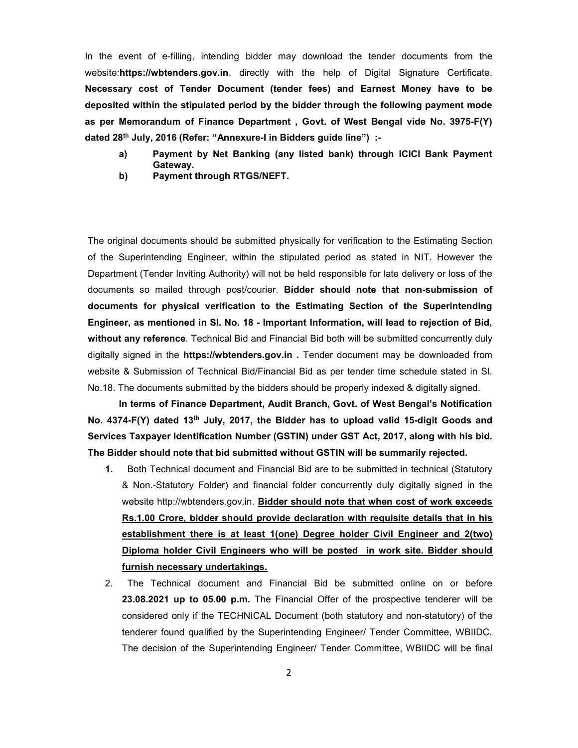In the event of e-filling, intending bidder may download the tender documents from the website:**https://wbtenders.gov.in**. directly with the help of Digital Signature Certificate. **Necessary cost of Tender Document (tender fees) and Earnest Money have to be deposited within the stipulated period by the bidder through the following payment mode as per Memorandum of Finance Department , Govt. of West Bengal vide No. 3975-F(Y) dated 28th July, 2016 (Refer: "Annexure-I in Bidders guide line") :-**

- **a) Payment by Net Banking (any listed bank) through ICICI Bank Payment Gateway.**
- **b) Payment through RTGS/NEFT.**

The original documents should be submitted physically for verification to the Estimating Section of the Superintending Engineer, within the stipulated period as stated in NIT. However the Department (Tender Inviting Authority) will not be held responsible for late delivery or loss of the documents so mailed through post/courier. **Bidder should note that non-submission of documents for physical verification to the Estimating Section of the Superintending Engineer, as mentioned in Sl. No. 18 - Important Information, will lead to rejection of Bid, without any reference**. Technical Bid and Financial Bid both will be submitted concurrently duly digitally signed in the **https://wbtenders.gov.in .** Tender document may be downloaded from website & Submission of Technical Bid/Financial Bid as per tender time schedule stated in Sl. No.18. The documents submitted by the bidders should be properly indexed & digitally signed.

**In terms of Finance Department, Audit Branch, Govt. of West Bengal's Notification No. 4374-F(Y) dated 13th July, 2017, the Bidder has to upload valid 15-digit Goods and Services Taxpayer Identification Number (GSTIN) under GST Act, 2017, along with his bid. The Bidder should note that bid submitted without GSTIN will be summarily rejected.**

1. Both Technical document and Financial Bid are to be submitted in technical (Statutory & Non.-Statutory Folder) and financial folder concurrently duly digitally signed in the website http://wbtenders.gov.in. **<u>Bidder should note that when cost of work exceeds Rs.1.00 Crore, bidder should provide declaration with requisite details that in his establishment there is at least 1(one) Degree holder Civil Engineer and 2(two) Diploma holder Civil Engineers who will be posted in work site. Bidder should furnish necessary undertakings.</u>**
2. The Technical document and Financial Bid be submitted online on or before **23.08.2021 up to 05.00 p.m.** The Financial Offer of the prospective tenderer will be considered only if the TECHNICAL Document (both statutory and non-statutory) of the tenderer found qualified by the Superintending Engineer/ Tender Committee, WBIIDC. The decision of the Superintending Engineer/ Tender Committee, WBIIDC will be final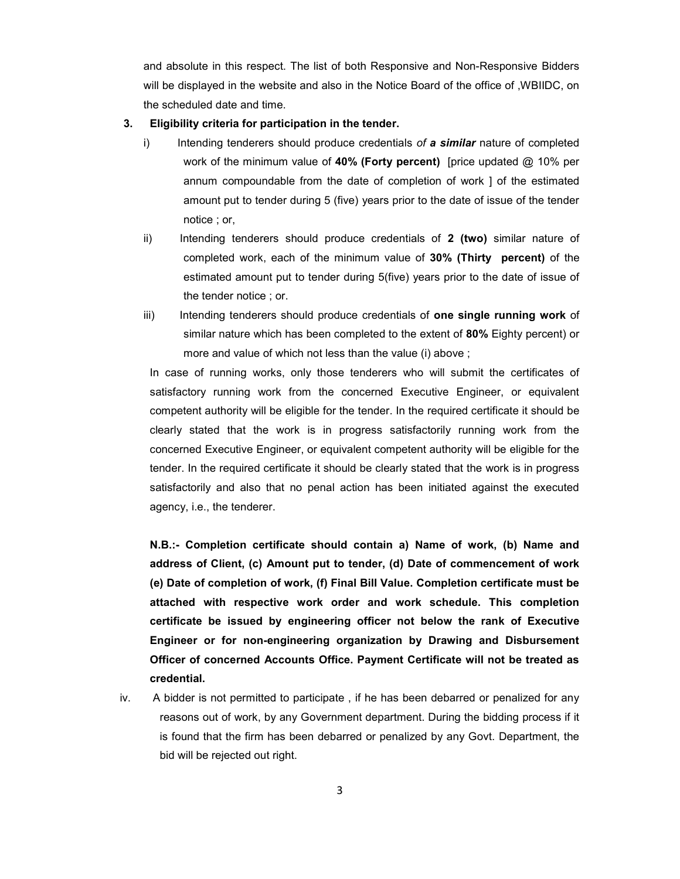and absolute in this respect. The list of both Responsive and Non-Responsive Bidders will be displayed in the website and also in the Notice Board of the office of ,WBIIDC, on the scheduled date and time.

**3. Eligibility criteria for participation in the tender.**

i) Intending tenderers should produce credentials *of **a similar*** nature of completed work of the minimum value of **40% (Forty percent)** [price updated @ 10% per annum compoundable from the date of completion of work ] of the estimated amount put to tender during 5 (five) years prior to the date of issue of the tender notice ; or,

ii) Intending tenderers should produce credentials of **2 (two)** similar nature of completed work, each of the minimum value of **30% (Thirty percent)** of the estimated amount put to tender during 5(five) years prior to the date of issue of the tender notice ; or.

iii) Intending tenderers should produce credentials of **one single running work** of similar nature which has been completed to the extent of **80%** Eighty percent) or more and value of which not less than the value (i) above ;

In case of running works, only those tenderers who will submit the certificates of satisfactory running work from the concerned Executive Engineer, or equivalent competent authority will be eligible for the tender. In the required certificate it should be clearly stated that the work is in progress satisfactorily running work from the concerned Executive Engineer, or equivalent competent authority will be eligible for the tender. In the required certificate it should be clearly stated that the work is in progress satisfactorily and also that no penal action has been initiated against the executed agency, i.e., the tenderer.

**N.B.:- Completion certificate should contain a) Name of work, (b) Name and address of Client, (c) Amount put to tender, (d) Date of commencement of work (e) Date of completion of work, (f) Final Bill Value. Completion certificate must be attached with respective work order and work schedule. This completion certificate be issued by engineering officer not below the rank of Executive Engineer or for non-engineering organization by Drawing and Disbursement Officer of concerned Accounts Office. Payment Certificate will not be treated as credential.**

iv. A bidder is not permitted to participate , if he has been debarred or penalized for any reasons out of work, by any Government department. During the bidding process if it is found that the firm has been debarred or penalized by any Govt. Department, the bid will be rejected out right.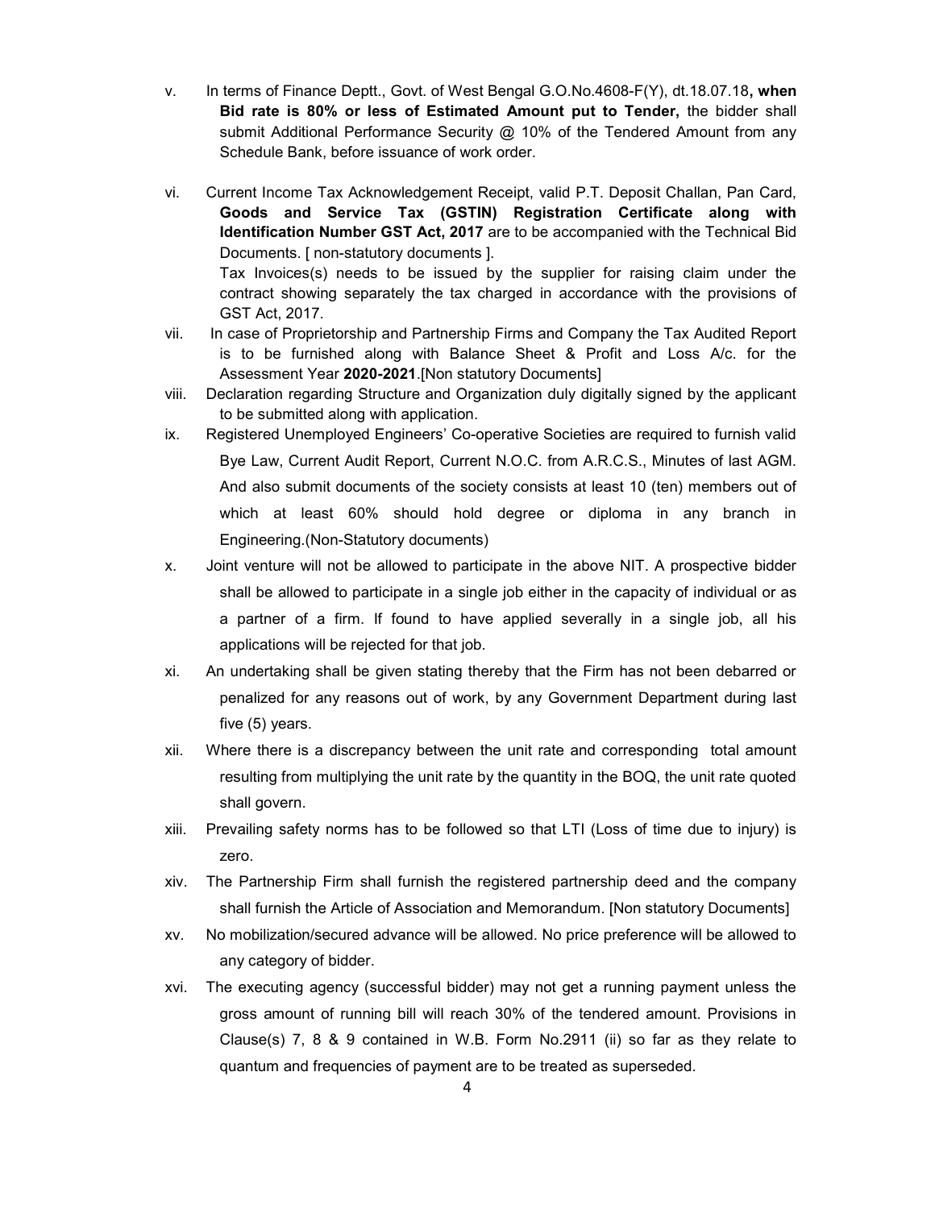v. In terms of Finance Deptt., Govt. of West Bengal G.O.No.4608-F(Y), dt.18.07.18**, when Bid rate is 80% or less of Estimated Amount put to Tender,** the bidder shall submit Additional Performance Security @ 10% of the Tendered Amount from any Schedule Bank, before issuance of work order.

vi. Current Income Tax Acknowledgement Receipt, valid P.T. Deposit Challan, Pan Card, **Goods and Service Tax (GSTIN) Registration Certificate along with Identification Number GST Act, 2017** are to be accompanied with the Technical Bid Documents. [ non-statutory documents ].

Tax Invoices(s) needs to be issued by the supplier for raising claim under the contract showing separately the tax charged in accordance with the provisions of GST Act, 2017.

vii. In case of Proprietorship and Partnership Firms and Company the Tax Audited Report is to be furnished along with Balance Sheet & Profit and Loss A/c. for the Assessment Year **2020-2021**.[Non statutory Documents]

viii. Declaration regarding Structure and Organization duly digitally signed by the applicant to be submitted along with application.

ix. Registered Unemployed Engineers' Co-operative Societies are required to furnish valid Bye Law, Current Audit Report, Current N.O.C. from A.R.C.S., Minutes of last AGM. And also submit documents of the society consists at least 10 (ten) members out of which at least 60% should hold degree or diploma in any branch in Engineering.(Non-Statutory documents)

x. Joint venture will not be allowed to participate in the above NIT. A prospective bidder shall be allowed to participate in a single job either in the capacity of individual or as a partner of a firm. If found to have applied severally in a single job, all his applications will be rejected for that job.

xi. An undertaking shall be given stating thereby that the Firm has not been debarred or penalized for any reasons out of work, by any Government Department during last five (5) years.

xii. Where there is a discrepancy between the unit rate and corresponding total amount resulting from multiplying the unit rate by the quantity in the BOQ, the unit rate quoted shall govern.

xiii. Prevailing safety norms has to be followed so that LTI (Loss of time due to injury) is zero.

xiv. The Partnership Firm shall furnish the registered partnership deed and the company shall furnish the Article of Association and Memorandum. [Non statutory Documents]

xv. No mobilization/secured advance will be allowed. No price preference will be allowed to any category of bidder.

xvi. The executing agency (successful bidder) may not get a running payment unless the gross amount of running bill will reach 30% of the tendered amount. Provisions in Clause(s) 7, 8 & 9 contained in W.B. Form No.2911 (ii) so far as they relate to quantum and frequencies of payment are to be treated as superseded.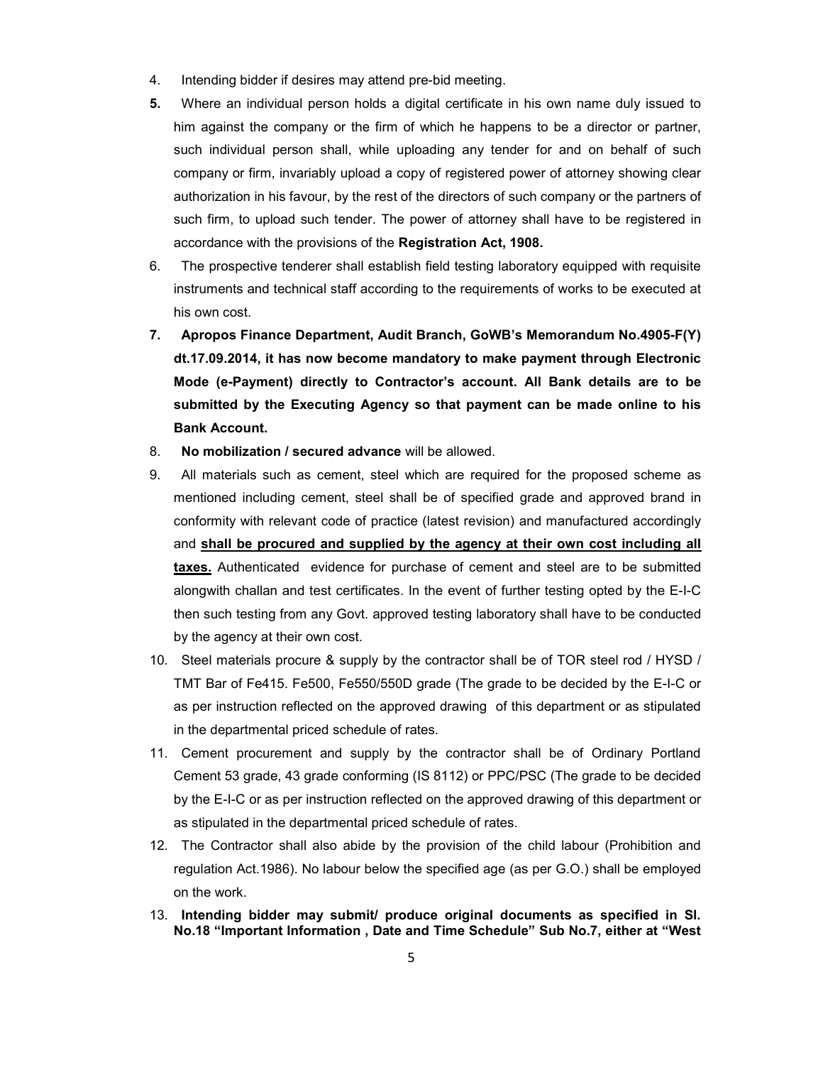4. Intending bidder if desires may attend pre-bid meeting.

**5.** Where an individual person holds a digital certificate in his own name duly issued to him against the company or the firm of which he happens to be a director or partner, such individual person shall, while uploading any tender for and on behalf of such company or firm, invariably upload a copy of registered power of attorney showing clear authorization in his favour, by the rest of the directors of such company or the partners of such firm, to upload such tender. The power of attorney shall have to be registered in accordance with the provisions of the **Registration Act, 1908.**

6. The prospective tenderer shall establish field testing laboratory equipped with requisite instruments and technical staff according to the requirements of works to be executed at his own cost.

**7. Apropos Finance Department, Audit Branch, GoWB's Memorandum No.4905-F(Y) dt.17.09.2014, it has now become mandatory to make payment through Electronic Mode (e-Payment) directly to Contractor's account. All Bank details are to be submitted by the Executing Agency so that payment can be made online to his Bank Account.**

8. **No mobilization / secured advance** will be allowed.

9. All materials such as cement, steel which are required for the proposed scheme as mentioned including cement, steel shall be of specified grade and approved brand in conformity with relevant code of practice (latest revision) and manufactured accordingly and <u>**shall be procured and supplied by the agency at their own cost including all taxes.**</u> Authenticated evidence for purchase of cement and steel are to be submitted alongwith challan and test certificates. In the event of further testing opted by the E-I-C then such testing from any Govt. approved testing laboratory shall have to be conducted by the agency at their own cost.

10. Steel materials procure & supply by the contractor shall be of TOR steel rod / HYSD / TMT Bar of Fe415. Fe500, Fe550/550D grade (The grade to be decided by the E-I-C or as per instruction reflected on the approved drawing of this department or as stipulated in the departmental priced schedule of rates.

11. Cement procurement and supply by the contractor shall be of Ordinary Portland Cement 53 grade, 43 grade conforming (IS 8112) or PPC/PSC (The grade to be decided by the E-I-C or as per instruction reflected on the approved drawing of this department or as stipulated in the departmental priced schedule of rates.

12. The Contractor shall also abide by the provision of the child labour (Prohibition and regulation Act.1986). No labour below the specified age (as per G.O.) shall be employed on the work.

13. **Intending bidder may submit/ produce original documents as specified in Sl. No.18 "Important Information , Date and Time Schedule" Sub No.7, either at "West**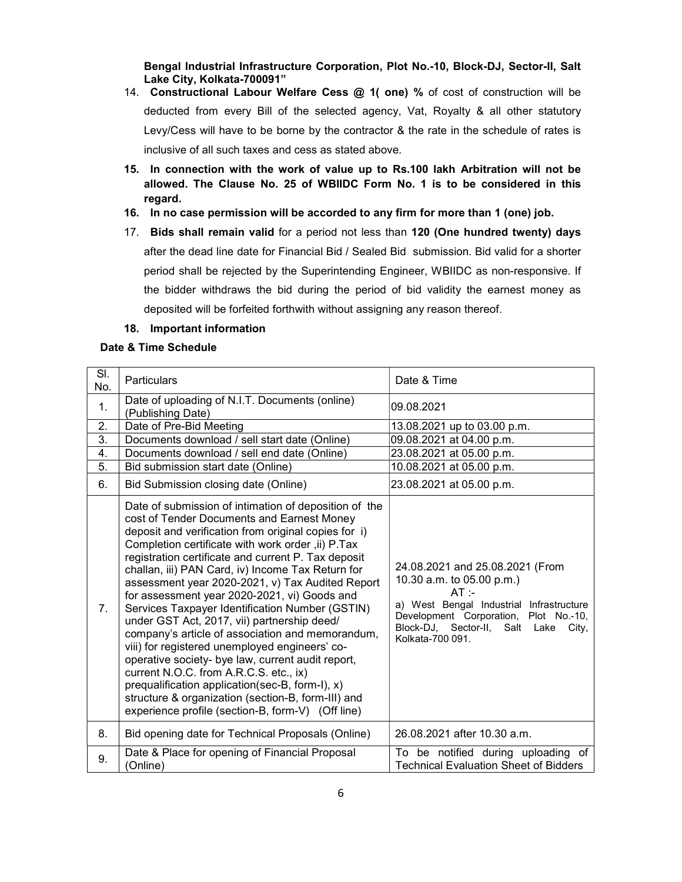**Bengal Industrial Infrastructure Corporation, Plot No.-10, Block-DJ, Sector-II, Salt Lake City, Kolkata-700091"**

14. **Constructional Labour Welfare Cess @ 1( one) %** of cost of construction will be deducted from every Bill of the selected agency, Vat, Royalty & all other statutory Levy/Cess will have to be borne by the contractor & the rate in the schedule of rates is inclusive of all such taxes and cess as stated above.

15. **In connection with the work of value up to Rs.100 lakh Arbitration will not be allowed. The Clause No. 25 of WBIIDC Form No. 1 is to be considered in this regard.**

16. **In no case permission will be accorded to any firm for more than 1 (one) job.**

17. **Bids shall remain valid** for a period not less than **120 (One hundred twenty) days** after the dead line date for Financial Bid / Sealed Bid submission. Bid valid for a shorter period shall be rejected by the Superintending Engineer, WBIIDC as non-responsive. If the bidder withdraws the bid during the period of bid validity the earnest money as deposited will be forfeited forthwith without assigning any reason thereof.

18. **Important information**

**Date & Time Schedule**

| Sl. No. | Particulars | Date & Time |
|---|---|---|
| 1. | Date of uploading of N.I.T. Documents (online) (Publishing Date) | 09.08.2021 |
| 2. | Date of Pre-Bid Meeting | 13.08.2021 up to 03.00 p.m. |
| 3. | Documents download / sell start date (Online) | 09.08.2021 at 04.00 p.m. |
| 4. | Documents download / sell end date (Online) | 23.08.2021 at 05.00 p.m. |
| 5. | Bid submission start date (Online) | 10.08.2021 at 05.00 p.m. |
| 6. | Bid Submission closing date (Online) | 23.08.2021 at 05.00 p.m. |
| 7. | Date of submission of intimation of deposition of the cost of Tender Documents and Earnest Money deposit and verification from original copies for i) Completion certificate with work order ,ii) P.Tax registration certificate and current P. Tax deposit challan, iii) PAN Card, iv) Income Tax Return for assessment year 2020-2021, v) Tax Audited Report for assessment year 2020-2021, vi) Goods and Services Taxpayer Identification Number (GSTIN) under GST Act, 2017, vii) partnership deed/ company's article of association and memorandum, viii) for registered unemployed engineers' co-operative society- bye law, current audit report, current N.O.C. from A.R.C.S. etc., ix) prequalification application(sec-B, form-I), x) structure & organization (section-B, form-III) and experience profile (section-B, form-V) (Off line) | 24.08.2021 and 25.08.2021 (From 10.30 a.m. to 05.00 p.m.) AT :- a) West Bengal Industrial Infrastructure Development Corporation, Plot No.-10, Block-DJ, Sector-II, Salt Lake City, Kolkata-700 091. |
| 8. | Bid opening date for Technical Proposals (Online) | 26.08.2021 after 10.30 a.m. |
| 9. | Date & Place for opening of Financial Proposal (Online) | To be notified during uploading of Technical Evaluation Sheet of Bidders |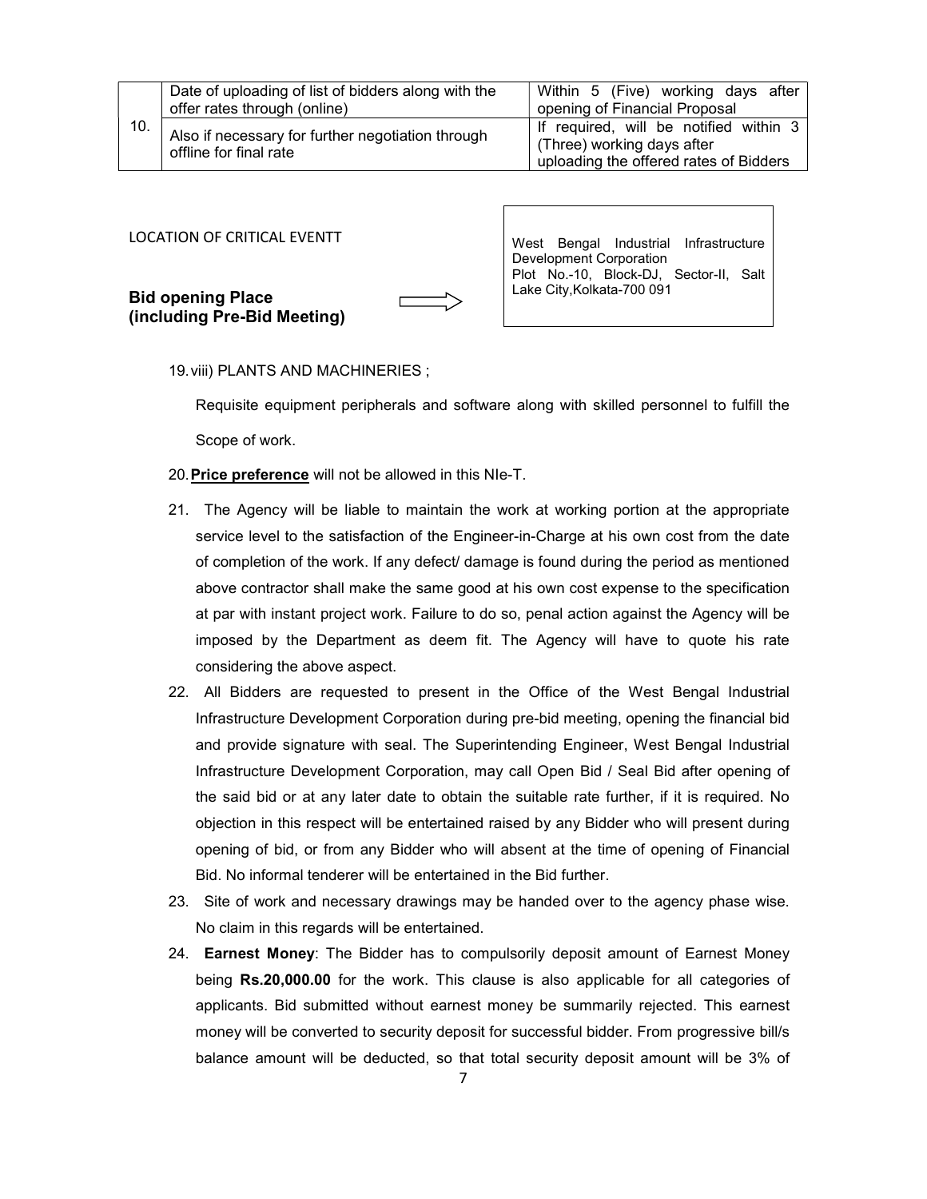| | | |
|---|---|---|
| 10. | Date of uploading of list of bidders along with the offer rates through (online) | Within 5 (Five) working days after opening of Financial Proposal |
| | Also if necessary for further negotiation through offline for final rate | If required, will be notified within 3 (Three) working days after uploading the offered rates of Bidders |

LOCATION OF CRITICAL EVENTT

**Bid opening Place (including Pre-Bid Meeting)** ⟹ West Bengal Industrial Infrastructure Development Corporation Plot No.-10, Block-DJ, Sector-II, Salt Lake City,Kolkata-700 091

19. viii) PLANTS AND MACHINERIES ;

    Requisite equipment peripherals and software along with skilled personnel to fulfill the Scope of work.

20. **Price preference** will not be allowed in this NIe-T.

21. The Agency will be liable to maintain the work at working portion at the appropriate service level to the satisfaction of the Engineer-in-Charge at his own cost from the date of completion of the work. If any defect/ damage is found during the period as mentioned above contractor shall make the same good at his own cost expense to the specification at par with instant project work. Failure to do so, penal action against the Agency will be imposed by the Department as deem fit. The Agency will have to quote his rate considering the above aspect.

22. All Bidders are requested to present in the Office of the West Bengal Industrial Infrastructure Development Corporation during pre-bid meeting, opening the financial bid and provide signature with seal. The Superintending Engineer, West Bengal Industrial Infrastructure Development Corporation, may call Open Bid / Seal Bid after opening of the said bid or at any later date to obtain the suitable rate further, if it is required. No objection in this respect will be entertained raised by any Bidder who will present during opening of bid, or from any Bidder who will absent at the time of opening of Financial Bid. No informal tenderer will be entertained in the Bid further.

23. Site of work and necessary drawings may be handed over to the agency phase wise. No claim in this regards will be entertained.

24. **Earnest Money**: The Bidder has to compulsorily deposit amount of Earnest Money being **Rs.20,000.00** for the work. This clause is also applicable for all categories of applicants. Bid submitted without earnest money be summarily rejected. This earnest money will be converted to security deposit for successful bidder. From progressive bill/s balance amount will be deducted, so that total security deposit amount will be 3% of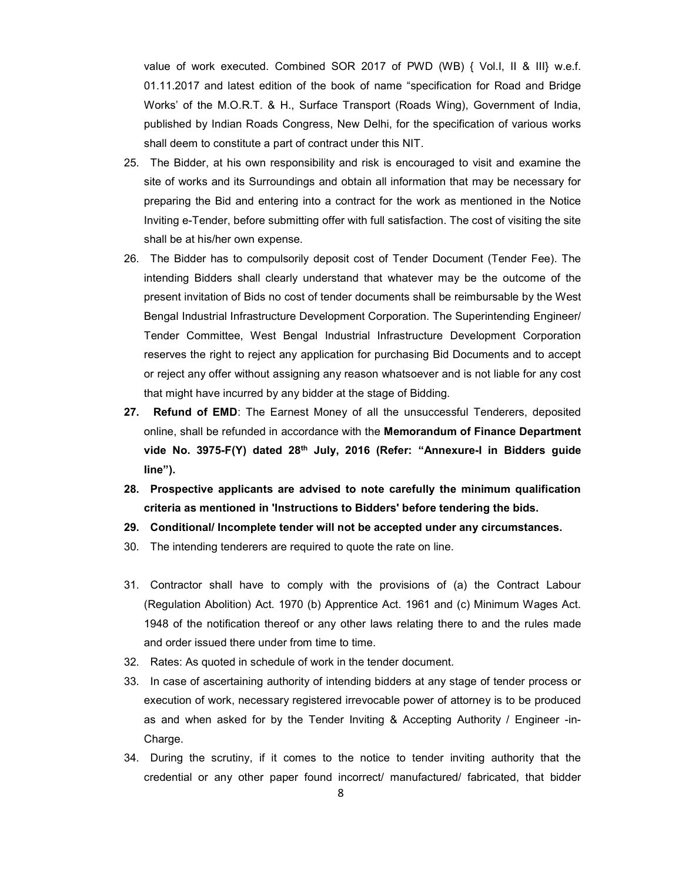value of work executed. Combined SOR 2017 of PWD (WB) { Vol.I, II & III} w.e.f. 01.11.2017 and latest edition of the book of name "specification for Road and Bridge Works' of the M.O.R.T. & H., Surface Transport (Roads Wing), Government of India, published by Indian Roads Congress, New Delhi, for the specification of various works shall deem to constitute a part of contract under this NIT.

25. The Bidder, at his own responsibility and risk is encouraged to visit and examine the site of works and its Surroundings and obtain all information that may be necessary for preparing the Bid and entering into a contract for the work as mentioned in the Notice Inviting e-Tender, before submitting offer with full satisfaction. The cost of visiting the site shall be at his/her own expense.
26. The Bidder has to compulsorily deposit cost of Tender Document (Tender Fee). The intending Bidders shall clearly understand that whatever may be the outcome of the present invitation of Bids no cost of tender documents shall be reimbursable by the West Bengal Industrial Infrastructure Development Corporation. The Superintending Engineer/ Tender Committee, West Bengal Industrial Infrastructure Development Corporation reserves the right to reject any application for purchasing Bid Documents and to accept or reject any offer without assigning any reason whatsoever and is not liable for any cost that might have incurred by any bidder at the stage of Bidding.
27. **Refund of EMD**: The Earnest Money of all the unsuccessful Tenderers, deposited online, shall be refunded in accordance with the **Memorandum of Finance Department vide No. 3975-F(Y) dated 28th July, 2016 (Refer: "Annexure-I in Bidders guide line").**
28. **Prospective applicants are advised to note carefully the minimum qualification criteria as mentioned in 'Instructions to Bidders' before tendering the bids.**
29. **Conditional/ Incomplete tender will not be accepted under any circumstances.**
30. The intending tenderers are required to quote the rate on line.
31. Contractor shall have to comply with the provisions of (a) the Contract Labour (Regulation Abolition) Act. 1970 (b) Apprentice Act. 1961 and (c) Minimum Wages Act. 1948 of the notification thereof or any other laws relating there to and the rules made and order issued there under from time to time.
32. Rates: As quoted in schedule of work in the tender document.
33. In case of ascertaining authority of intending bidders at any stage of tender process or execution of work, necessary registered irrevocable power of attorney is to be produced as and when asked for by the Tender Inviting & Accepting Authority / Engineer -in-Charge.
34. During the scrutiny, if it comes to the notice to tender inviting authority that the credential or any other paper found incorrect/ manufactured/ fabricated, that bidder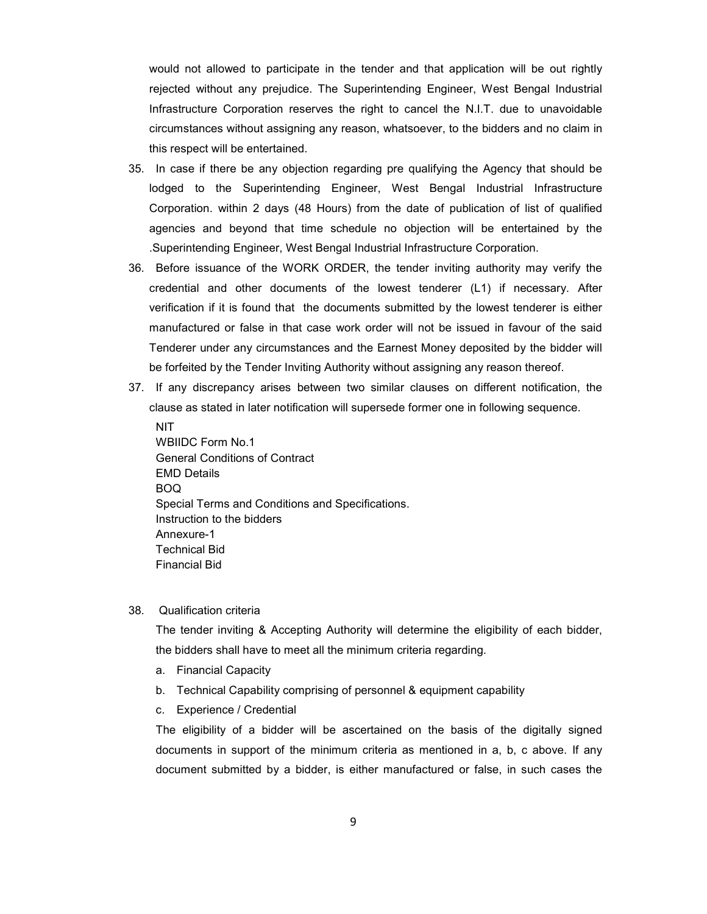would not allowed to participate in the tender and that application will be out rightly rejected without any prejudice. The Superintending Engineer, West Bengal Industrial Infrastructure Corporation reserves the right to cancel the N.I.T. due to unavoidable circumstances without assigning any reason, whatsoever, to the bidders and no claim in this respect will be entertained.

35. In case if there be any objection regarding pre qualifying the Agency that should be lodged to the Superintending Engineer, West Bengal Industrial Infrastructure Corporation. within 2 days (48 Hours) from the date of publication of list of qualified agencies and beyond that time schedule no objection will be entertained by the .Superintending Engineer, West Bengal Industrial Infrastructure Corporation.

36. Before issuance of the WORK ORDER, the tender inviting authority may verify the credential and other documents of the lowest tenderer (L1) if necessary. After verification if it is found that the documents submitted by the lowest tenderer is either manufactured or false in that case work order will not be issued in favour of the said Tenderer under any circumstances and the Earnest Money deposited by the bidder will be forfeited by the Tender Inviting Authority without assigning any reason thereof.

37. If any discrepancy arises between two similar clauses on different notification, the clause as stated in later notification will supersede former one in following sequence.

    NIT
    WBIIDC Form No.1
    General Conditions of Contract
    EMD Details
    BOQ
    Special Terms and Conditions and Specifications.
    Instruction to the bidders
    Annexure-1
    Technical Bid
    Financial Bid

38. Qualification criteria

    The tender inviting & Accepting Authority will determine the eligibility of each bidder, the bidders shall have to meet all the minimum criteria regarding.

    a. Financial Capacity
    b. Technical Capability comprising of personnel & equipment capability
    c. Experience / Credential

    The eligibility of a bidder will be ascertained on the basis of the digitally signed documents in support of the minimum criteria as mentioned in a, b, c above. If any document submitted by a bidder, is either manufactured or false, in such cases the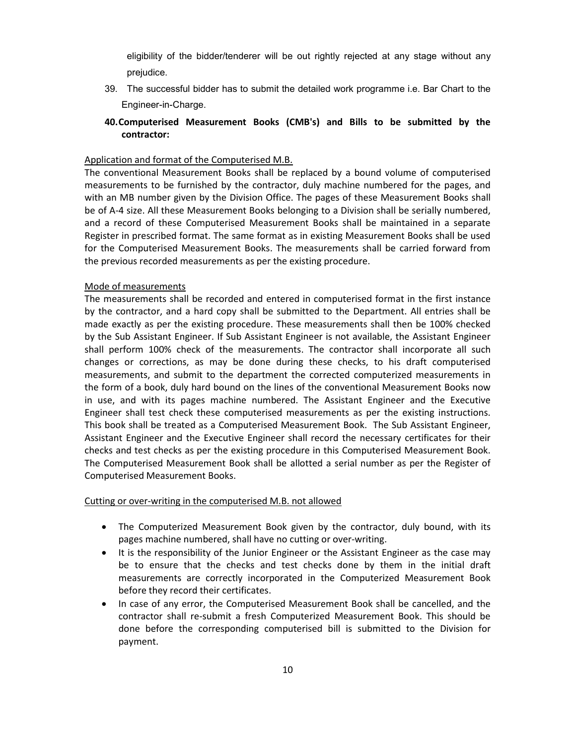eligibility of the bidder/tenderer will be out rightly rejected at any stage without any prejudice.

39. The successful bidder has to submit the detailed work programme i.e. Bar Chart to the Engineer-in-Charge.

40. **Computerised Measurement Books (CMB's) and Bills to be submitted by the contractor:**

<u>Application and format of the Computerised M.B.</u>

The conventional Measurement Books shall be replaced by a bound volume of computerised measurements to be furnished by the contractor, duly machine numbered for the pages, and with an MB number given by the Division Office. The pages of these Measurement Books shall be of A-4 size. All these Measurement Books belonging to a Division shall be serially numbered, and a record of these Computerised Measurement Books shall be maintained in a separate Register in prescribed format. The same format as in existing Measurement Books shall be used for the Computerised Measurement Books. The measurements shall be carried forward from the previous recorded measurements as per the existing procedure.

<u>Mode of measurements</u>

The measurements shall be recorded and entered in computerised format in the first instance by the contractor, and a hard copy shall be submitted to the Department. All entries shall be made exactly as per the existing procedure. These measurements shall then be 100% checked by the Sub Assistant Engineer. If Sub Assistant Engineer is not available, the Assistant Engineer shall perform 100% check of the measurements. The contractor shall incorporate all such changes or corrections, as may be done during these checks, to his draft computerised measurements, and submit to the department the corrected computerized measurements in the form of a book, duly hard bound on the lines of the conventional Measurement Books now in use, and with its pages machine numbered. The Assistant Engineer and the Executive Engineer shall test check these computerised measurements as per the existing instructions. This book shall be treated as a Computerised Measurement Book. The Sub Assistant Engineer, Assistant Engineer and the Executive Engineer shall record the necessary certificates for their checks and test checks as per the existing procedure in this Computerised Measurement Book. The Computerised Measurement Book shall be allotted a serial number as per the Register of Computerised Measurement Books.

<u>Cutting or over-writing in the computerised M.B. not allowed</u>

- The Computerized Measurement Book given by the contractor, duly bound, with its pages machine numbered, shall have no cutting or over-writing.
- It is the responsibility of the Junior Engineer or the Assistant Engineer as the case may be to ensure that the checks and test checks done by them in the initial draft measurements are correctly incorporated in the Computerized Measurement Book before they record their certificates.
- In case of any error, the Computerised Measurement Book shall be cancelled, and the contractor shall re-submit a fresh Computerized Measurement Book. This should be done before the corresponding computerised bill is submitted to the Division for payment.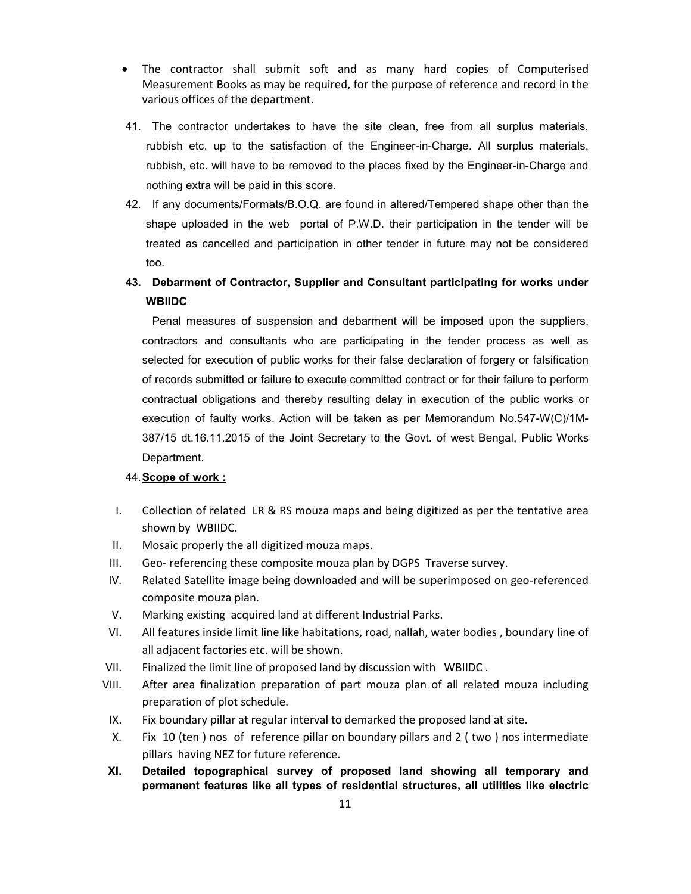- The contractor shall submit soft and as many hard copies of Computerised Measurement Books as may be required, for the purpose of reference and record in the various offices of the department.

41. The contractor undertakes to have the site clean, free from all surplus materials, rubbish etc. up to the satisfaction of the Engineer-in-Charge. All surplus materials, rubbish, etc. will have to be removed to the places fixed by the Engineer-in-Charge and nothing extra will be paid in this score.

42. If any documents/Formats/B.O.Q. are found in altered/Tempered shape other than the shape uploaded in the web portal of P.W.D. their participation in the tender will be treated as cancelled and participation in other tender in future may not be considered too.

43. **Debarment of Contractor, Supplier and Consultant participating for works under WBIIDC**

Penal measures of suspension and debarment will be imposed upon the suppliers, contractors and consultants who are participating in the tender process as well as selected for execution of public works for their false declaration of forgery or falsification of records submitted or failure to execute committed contract or for their failure to perform contractual obligations and thereby resulting delay in execution of the public works or execution of faulty works. Action will be taken as per Memorandum No.547-W(C)/1M-387/15 dt.16.11.2015 of the Joint Secretary to the Govt. of west Bengal, Public Works Department.

44. **Scope of work :**

I. Collection of related LR & RS mouza maps and being digitized as per the tentative area shown by WBIIDC.

II. Mosaic properly the all digitized mouza maps.

III. Geo- referencing these composite mouza plan by DGPS Traverse survey.

IV. Related Satellite image being downloaded and will be superimposed on geo-referenced composite mouza plan.

V. Marking existing acquired land at different Industrial Parks.

VI. All features inside limit line like habitations, road, nallah, water bodies , boundary line of all adjacent factories etc. will be shown.

VII. Finalized the limit line of proposed land by discussion with WBIIDC .

VIII. After area finalization preparation of part mouza plan of all related mouza including preparation of plot schedule.

IX. Fix boundary pillar at regular interval to demarked the proposed land at site.

X. Fix 10 (ten ) nos of reference pillar on boundary pillars and 2 ( two ) nos intermediate pillars having NEZ for future reference.

**XI. Detailed topographical survey of proposed land showing all temporary and permanent features like all types of residential structures, all utilities like electric**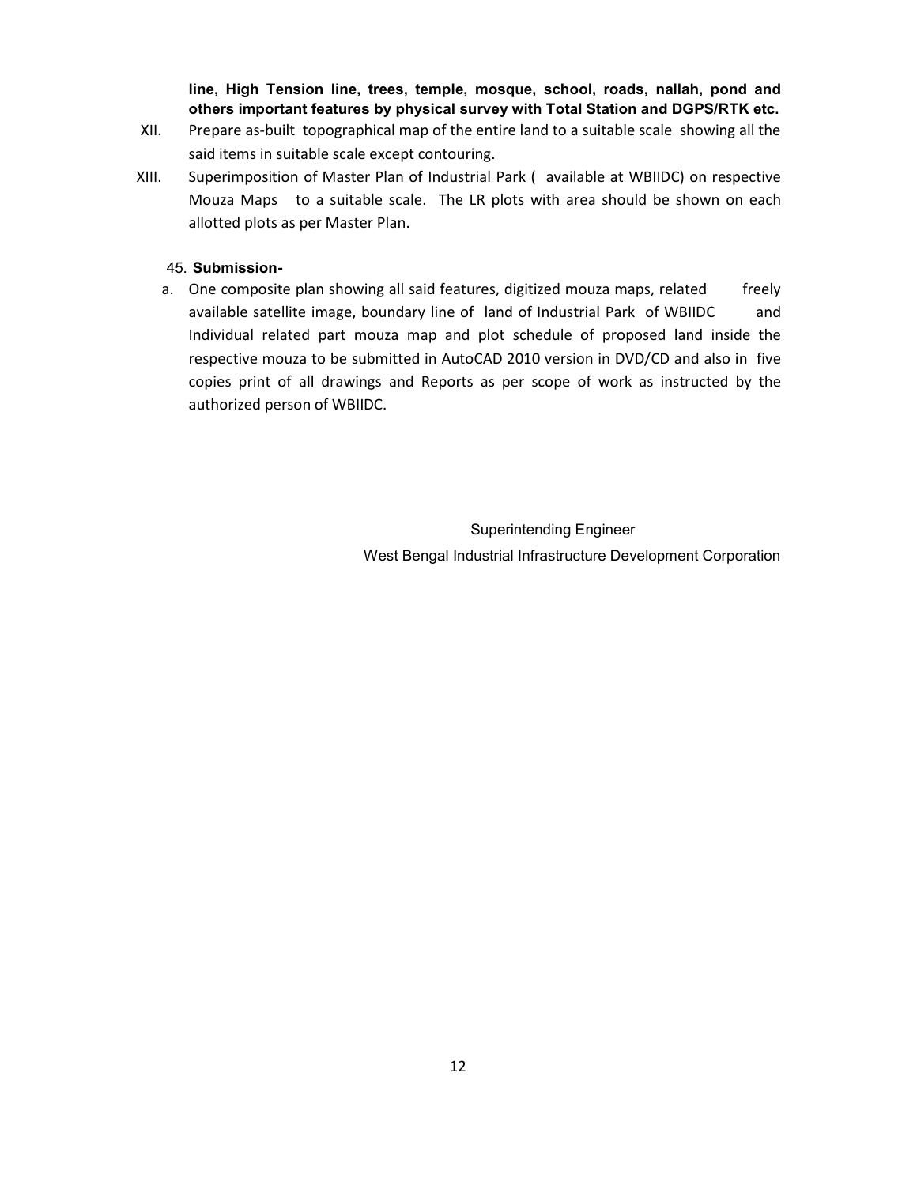**line, High Tension line, trees, temple, mosque, school, roads, nallah, pond and others important features by physical survey with Total Station and DGPS/RTK etc.**

XII. Prepare as-built topographical map of the entire land to a suitable scale showing all the said items in suitable scale except contouring.

XIII. Superimposition of Master Plan of Industrial Park ( available at WBIIDC) on respective Mouza Maps to a suitable scale. The LR plots with area should be shown on each allotted plots as per Master Plan.

45. **Submission-**

a. One composite plan showing all said features, digitized mouza maps, related freely available satellite image, boundary line of land of Industrial Park of WBIIDC and Individual related part mouza map and plot schedule of proposed land inside the respective mouza to be submitted in AutoCAD 2010 version in DVD/CD and also in five copies print of all drawings and Reports as per scope of work as instructed by the authorized person of WBIIDC.

Superintending Engineer

West Bengal Industrial Infrastructure Development Corporation